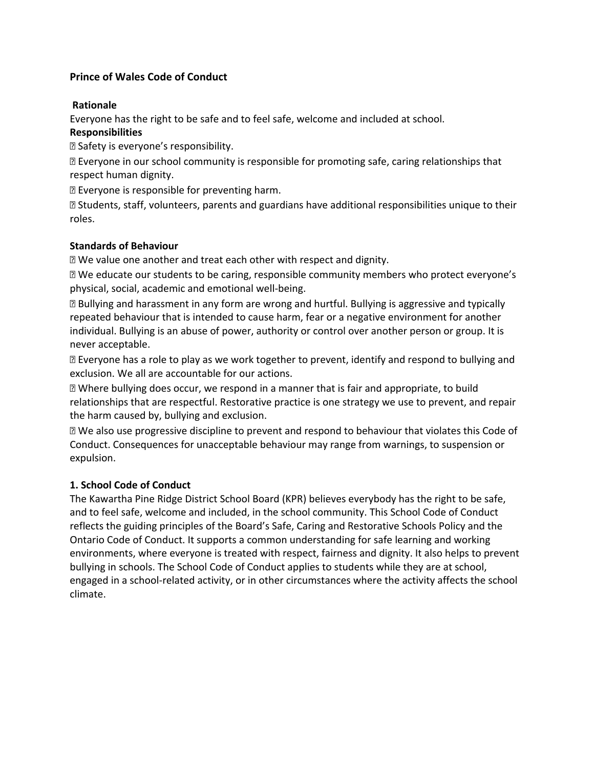**Prince of Wales Code of Conduct**

**Rationale**

Everyone has the right to be safe and to feel safe, welcome and included at school.

**Responsibilities**

- Safety is everyone's responsibility.
- Everyone in our school community is responsible for promoting safe, caring relationships that respect human dignity.
- Everyone is responsible for preventing harm.
- Students, staff, volunteers, parents and guardians have additional responsibilities unique to their roles.

**Standards of Behaviour**

- We value one another and treat each other with respect and dignity.
- We educate our students to be caring, responsible community members who protect everyone's physical, social, academic and emotional well-being.
- Bullying and harassment in any form are wrong and hurtful. Bullying is aggressive and typically repeated behaviour that is intended to cause harm, fear or a negative environment for another individual. Bullying is an abuse of power, authority or control over another person or group. It is never acceptable.
- Everyone has a role to play as we work together to prevent, identify and respond to bullying and exclusion. We all are accountable for our actions.
- Where bullying does occur, we respond in a manner that is fair and appropriate, to build relationships that are respectful. Restorative practice is one strategy we use to prevent, and repair the harm caused by, bullying and exclusion.
- We also use progressive discipline to prevent and respond to behaviour that violates this Code of Conduct. Consequences for unacceptable behaviour may range from warnings, to suspension or expulsion.

**1. School Code of Conduct**

The Kawartha Pine Ridge District School Board (KPR) believes everybody has the right to be safe, and to feel safe, welcome and included, in the school community. This School Code of Conduct reflects the guiding principles of the Board's Safe, Caring and Restorative Schools Policy and the Ontario Code of Conduct. It supports a common understanding for safe learning and working environments, where everyone is treated with respect, fairness and dignity. It also helps to prevent bullying in schools. The School Code of Conduct applies to students while they are at school, engaged in a school-related activity, or in other circumstances where the activity affects the school climate.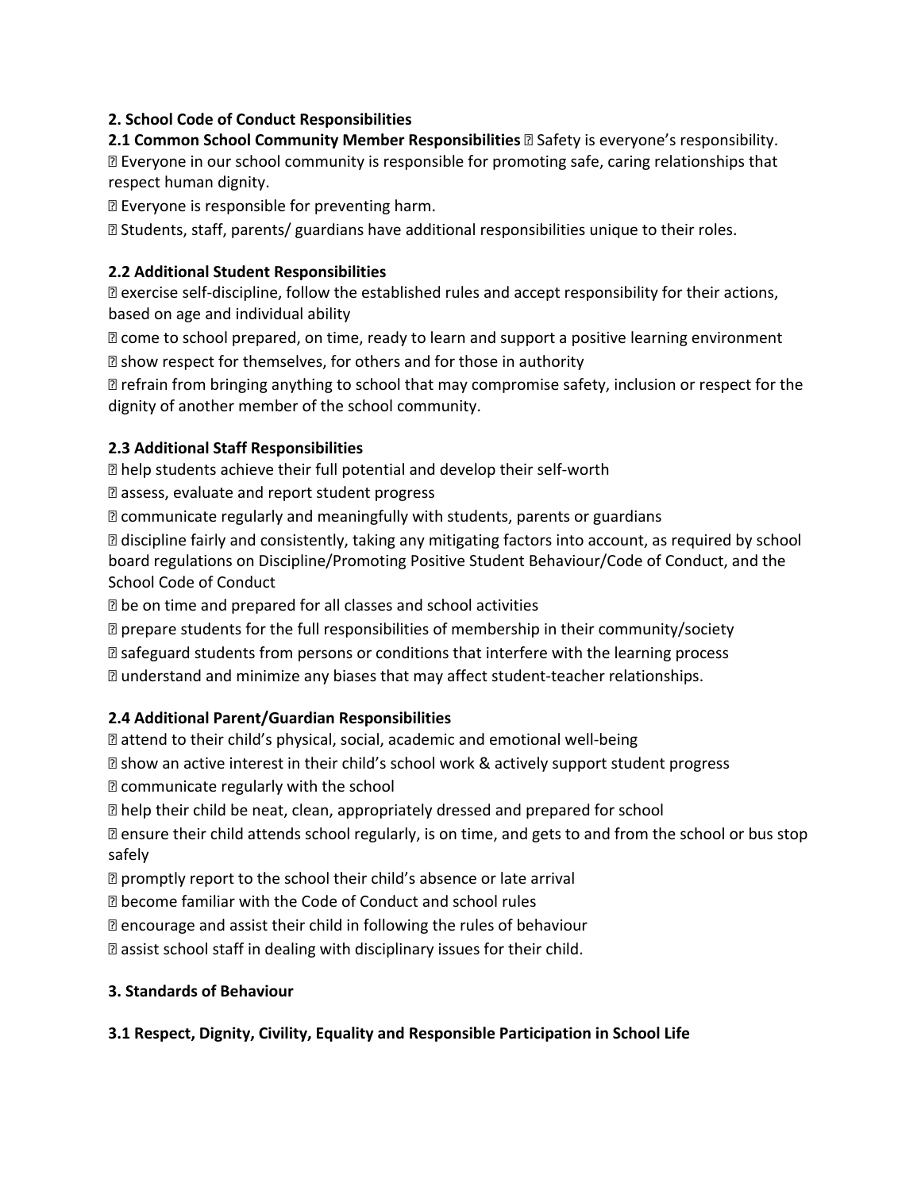## 2. School Code of Conduct Responsibilities

**2.1 Common School Community Member Responsibilities**

- Safety is everyone's responsibility.
- Everyone in our school community is responsible for promoting safe, caring relationships that respect human dignity.
- Everyone is responsible for preventing harm.
- Students, staff, parents/ guardians have additional responsibilities unique to their roles.

**2.2 Additional Student Responsibilities**

- exercise self-discipline, follow the established rules and accept responsibility for their actions, based on age and individual ability
- come to school prepared, on time, ready to learn and support a positive learning environment
- show respect for themselves, for others and for those in authority
- refrain from bringing anything to school that may compromise safety, inclusion or respect for the dignity of another member of the school community.

**2.3 Additional Staff Responsibilities**

- help students achieve their full potential and develop their self-worth
- assess, evaluate and report student progress
- communicate regularly and meaningfully with students, parents or guardians
- discipline fairly and consistently, taking any mitigating factors into account, as required by school board regulations on Discipline/Promoting Positive Student Behaviour/Code of Conduct, and the School Code of Conduct
- be on time and prepared for all classes and school activities
- prepare students for the full responsibilities of membership in their community/society
- safeguard students from persons or conditions that interfere with the learning process
- understand and minimize any biases that may affect student-teacher relationships.

**2.4 Additional Parent/Guardian Responsibilities**

- attend to their child's physical, social, academic and emotional well-being
- show an active interest in their child's school work & actively support student progress
- communicate regularly with the school
- help their child be neat, clean, appropriately dressed and prepared for school
- ensure their child attends school regularly, is on time, and gets to and from the school or bus stop safely
- promptly report to the school their child's absence or late arrival
- become familiar with the Code of Conduct and school rules
- encourage and assist their child in following the rules of behaviour
- assist school staff in dealing with disciplinary issues for their child.

## 3. Standards of Behaviour

**3.1 Respect, Dignity, Civility, Equality and Responsible Participation in School Life**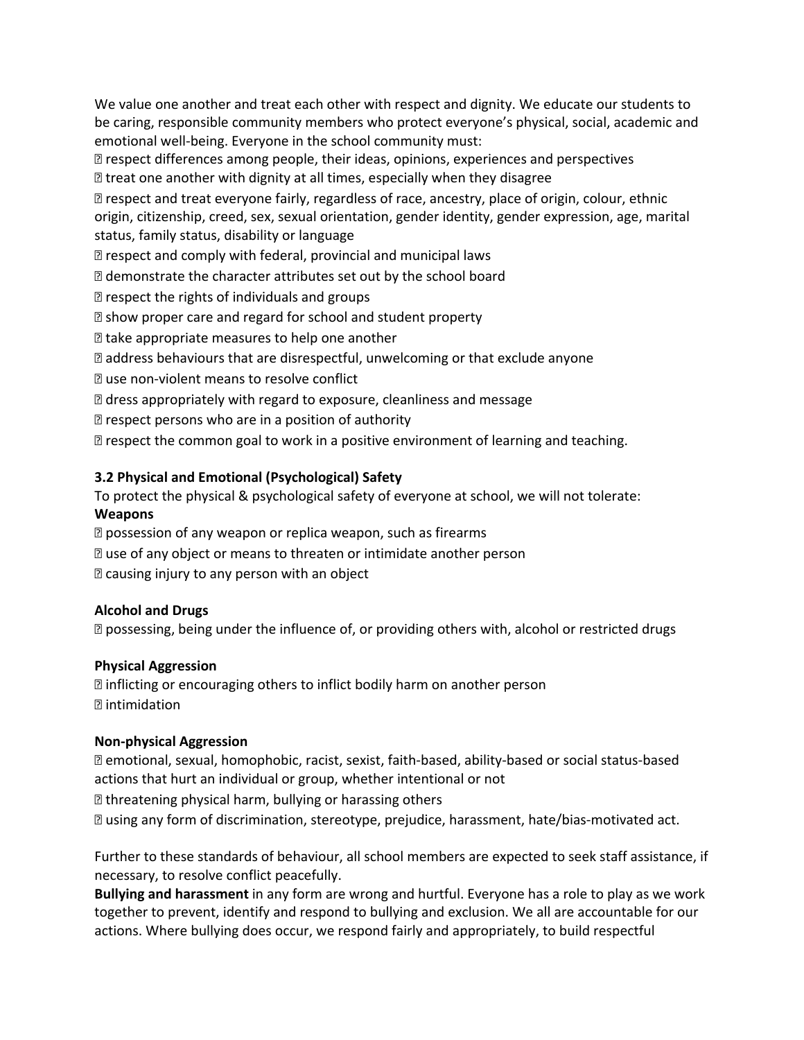We value one another and treat each other with respect and dignity. We educate our students to be caring, responsible community members who protect everyone's physical, social, academic and emotional well-being. Everyone in the school community must:

- respect differences among people, their ideas, opinions, experiences and perspectives
- treat one another with dignity at all times, especially when they disagree
- respect and treat everyone fairly, regardless of race, ancestry, place of origin, colour, ethnic origin, citizenship, creed, sex, sexual orientation, gender identity, gender expression, age, marital status, family status, disability or language
- respect and comply with federal, provincial and municipal laws
- demonstrate the character attributes set out by the school board
- respect the rights of individuals and groups
- show proper care and regard for school and student property
- take appropriate measures to help one another
- address behaviours that are disrespectful, unwelcoming or that exclude anyone
- use non-violent means to resolve conflict
- dress appropriately with regard to exposure, cleanliness and message
- respect persons who are in a position of authority
- respect the common goal to work in a positive environment of learning and teaching.

### 3.2 Physical and Emotional (Psychological) Safety

To protect the physical & psychological safety of everyone at school, we will not tolerate:

**Weapons**

- possession of any weapon or replica weapon, such as firearms
- use of any object or means to threaten or intimidate another person
- causing injury to any person with an object

**Alcohol and Drugs**

- possessing, being under the influence of, or providing others with, alcohol or restricted drugs

**Physical Aggression**

- inflicting or encouraging others to inflict bodily harm on another person
- intimidation

**Non-physical Aggression**

- emotional, sexual, homophobic, racist, sexist, faith-based, ability-based or social status-based actions that hurt an individual or group, whether intentional or not
- threatening physical harm, bullying or harassing others
- using any form of discrimination, stereotype, prejudice, harassment, hate/bias-motivated act.

Further to these standards of behaviour, all school members are expected to seek staff assistance, if necessary, to resolve conflict peacefully.

**Bullying and harassment** in any form are wrong and hurtful. Everyone has a role to play as we work together to prevent, identify and respond to bullying and exclusion. We all are accountable for our actions. Where bullying does occur, we respond fairly and appropriately, to build respectful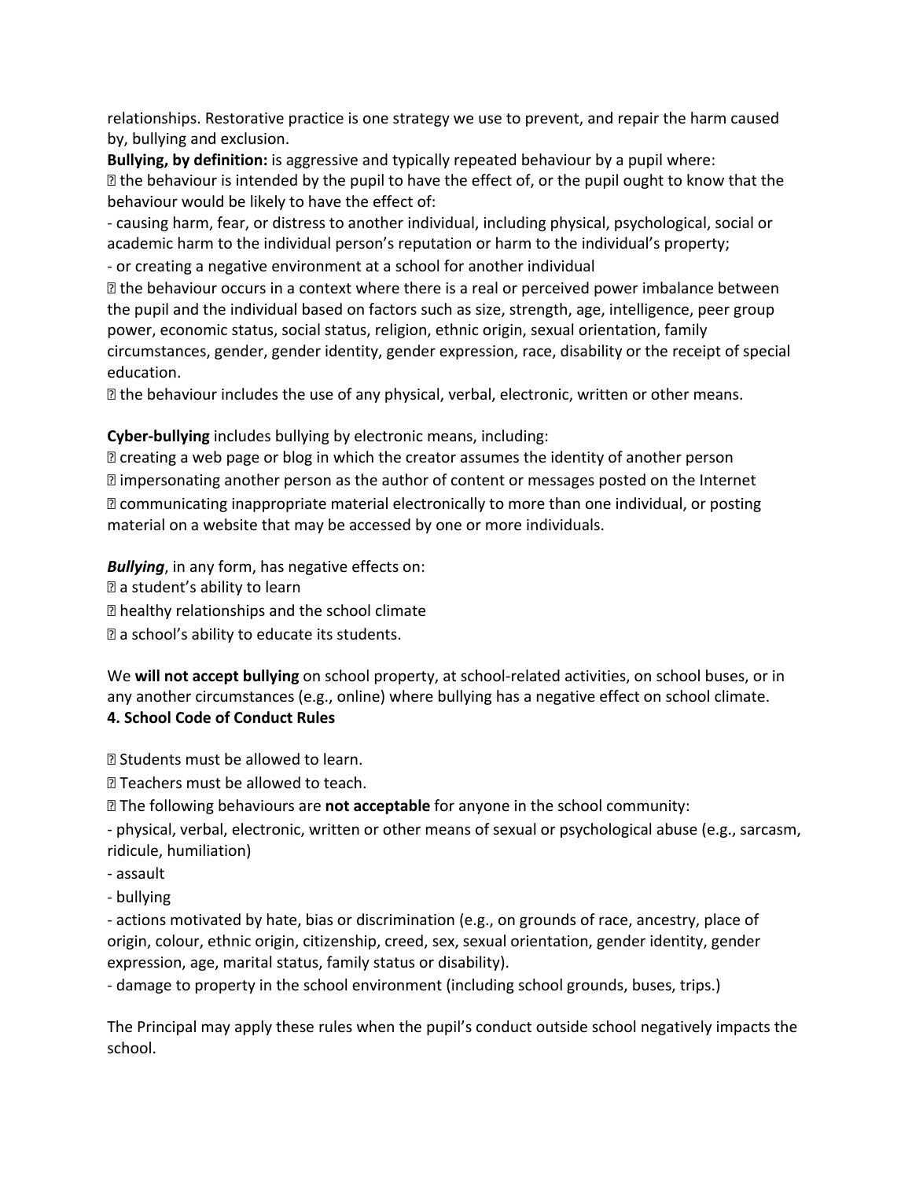relationships. Restorative practice is one strategy we use to prevent, and repair the harm caused by, bullying and exclusion.

**Bullying, by definition:** is aggressive and typically repeated behaviour by a pupil where:

- the behaviour is intended by the pupil to have the effect of, or the pupil ought to know that the behaviour would be likely to have the effect of:
  - causing harm, fear, or distress to another individual, including physical, psychological, social or academic harm to the individual person's reputation or harm to the individual's property;
  - or creating a negative environment at a school for another individual
- the behaviour occurs in a context where there is a real or perceived power imbalance between the pupil and the individual based on factors such as size, strength, age, intelligence, peer group power, economic status, social status, religion, ethnic origin, sexual orientation, family circumstances, gender, gender identity, gender expression, race, disability or the receipt of special education.
- the behaviour includes the use of any physical, verbal, electronic, written or other means.

**Cyber-bullying** includes bullying by electronic means, including:

- creating a web page or blog in which the creator assumes the identity of another person
- impersonating another person as the author of content or messages posted on the Internet
- communicating inappropriate material electronically to more than one individual, or posting material on a website that may be accessed by one or more individuals.

***Bullying***, in any form, has negative effects on:

- a student's ability to learn
- healthy relationships and the school climate
- a school's ability to educate its students.

We **will not accept bullying** on school property, at school-related activities, on school buses, or in any another circumstances (e.g., online) where bullying has a negative effect on school climate.

**4. School Code of Conduct Rules**

- Students must be allowed to learn.
- Teachers must be allowed to teach.
- The following behaviours are **not acceptable** for anyone in the school community:
  - physical, verbal, electronic, written or other means of sexual or psychological abuse (e.g., sarcasm, ridicule, humiliation)
  - assault
  - bullying
  - actions motivated by hate, bias or discrimination (e.g., on grounds of race, ancestry, place of origin, colour, ethnic origin, citizenship, creed, sex, sexual orientation, gender identity, gender expression, age, marital status, family status or disability).
  - damage to property in the school environment (including school grounds, buses, trips.)

The Principal may apply these rules when the pupil's conduct outside school negatively impacts the school.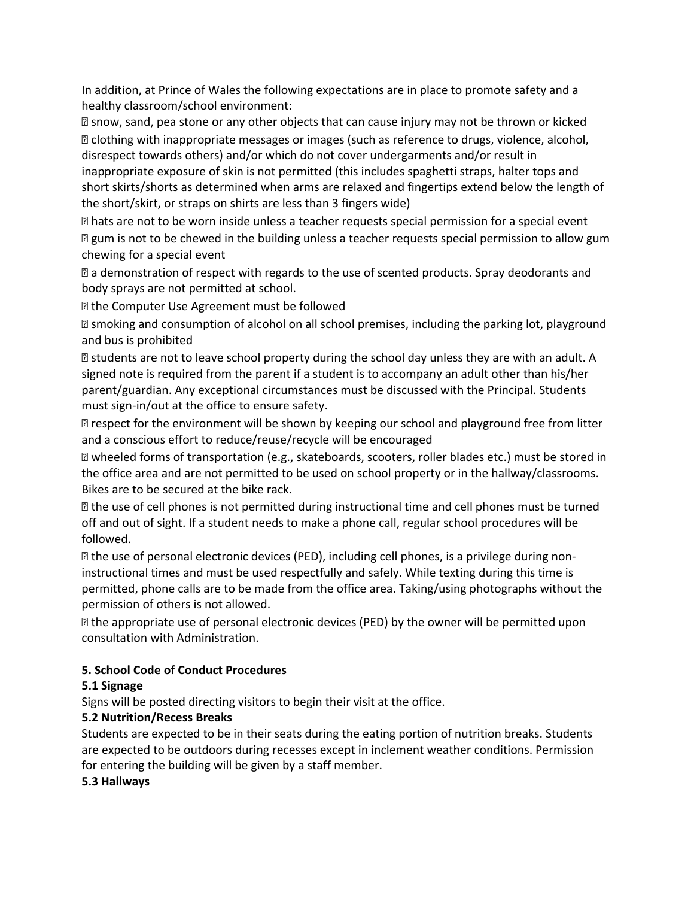In addition, at Prince of Wales the following expectations are in place to promote safety and a healthy classroom/school environment:

- snow, sand, pea stone or any other objects that can cause injury may not be thrown or kicked
- clothing with inappropriate messages or images (such as reference to drugs, violence, alcohol, disrespect towards others) and/or which do not cover undergarments and/or result in inappropriate exposure of skin is not permitted (this includes spaghetti straps, halter tops and short skirts/shorts as determined when arms are relaxed and fingertips extend below the length of the short/skirt, or straps on shirts are less than 3 fingers wide)
- hats are not to be worn inside unless a teacher requests special permission for a special event
- gum is not to be chewed in the building unless a teacher requests special permission to allow gum chewing for a special event
- a demonstration of respect with regards to the use of scented products. Spray deodorants and body sprays are not permitted at school.
- the Computer Use Agreement must be followed
- smoking and consumption of alcohol on all school premises, including the parking lot, playground and bus is prohibited
- students are not to leave school property during the school day unless they are with an adult. A signed note is required from the parent if a student is to accompany an adult other than his/her parent/guardian. Any exceptional circumstances must be discussed with the Principal. Students must sign-in/out at the office to ensure safety.
- respect for the environment will be shown by keeping our school and playground free from litter and a conscious effort to reduce/reuse/recycle will be encouraged
- wheeled forms of transportation (e.g., skateboards, scooters, roller blades etc.) must be stored in the office area and are not permitted to be used on school property or in the hallway/classrooms. Bikes are to be secured at the bike rack.
- the use of cell phones is not permitted during instructional time and cell phones must be turned off and out of sight. If a student needs to make a phone call, regular school procedures will be followed.
- the use of personal electronic devices (PED), including cell phones, is a privilege during non-instructional times and must be used respectfully and safely. While texting during this time is permitted, phone calls are to be made from the office area. Taking/using photographs without the permission of others is not allowed.
- the appropriate use of personal electronic devices (PED) by the owner will be permitted upon consultation with Administration.

## 5. School Code of Conduct Procedures

### 5.1 Signage

Signs will be posted directing visitors to begin their visit at the office.

### 5.2 Nutrition/Recess Breaks

Students are expected to be in their seats during the eating portion of nutrition breaks. Students are expected to be outdoors during recesses except in inclement weather conditions. Permission for entering the building will be given by a staff member.

### 5.3 Hallways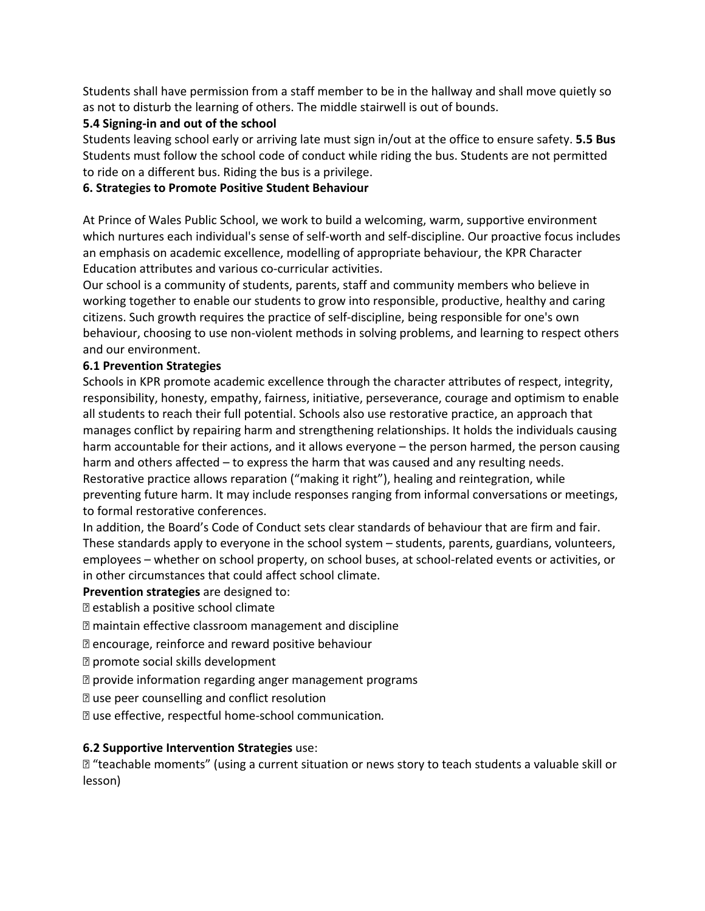Students shall have permission from a staff member to be in the hallway and shall move quietly so as not to disturb the learning of others. The middle stairwell is out of bounds.

**5.4 Signing-in and out of the school**

Students leaving school early or arriving late must sign in/out at the office to ensure safety.

**5.5 Bus**

Students must follow the school code of conduct while riding the bus. Students are not permitted to ride on a different bus. Riding the bus is a privilege.

**6. Strategies to Promote Positive Student Behaviour**

At Prince of Wales Public School, we work to build a welcoming, warm, supportive environment which nurtures each individual's sense of self-worth and self-discipline. Our proactive focus includes an emphasis on academic excellence, modelling of appropriate behaviour, the KPR Character Education attributes and various co-curricular activities.

Our school is a community of students, parents, staff and community members who believe in working together to enable our students to grow into responsible, productive, healthy and caring citizens. Such growth requires the practice of self-discipline, being responsible for one's own behaviour, choosing to use non-violent methods in solving problems, and learning to respect others and our environment.

**6.1 Prevention Strategies**

Schools in KPR promote academic excellence through the character attributes of respect, integrity, responsibility, honesty, empathy, fairness, initiative, perseverance, courage and optimism to enable all students to reach their full potential. Schools also use restorative practice, an approach that manages conflict by repairing harm and strengthening relationships. It holds the individuals causing harm accountable for their actions, and it allows everyone – the person harmed, the person causing harm and others affected – to express the harm that was caused and any resulting needs. Restorative practice allows reparation ("making it right"), healing and reintegration, while preventing future harm. It may include responses ranging from informal conversations or meetings, to formal restorative conferences.

In addition, the Board's Code of Conduct sets clear standards of behaviour that are firm and fair. These standards apply to everyone in the school system – students, parents, guardians, volunteers, employees – whether on school property, on school buses, at school-related events or activities, or in other circumstances that could affect school climate.

**Prevention strategies** are designed to:

- establish a positive school climate
- maintain effective classroom management and discipline
- encourage, reinforce and reward positive behaviour
- promote social skills development
- provide information regarding anger management programs
- use peer counselling and conflict resolution
- use effective, respectful home-school communication.

**6.2 Supportive Intervention Strategies** use:

- "teachable moments" (using a current situation or news story to teach students a valuable skill or lesson)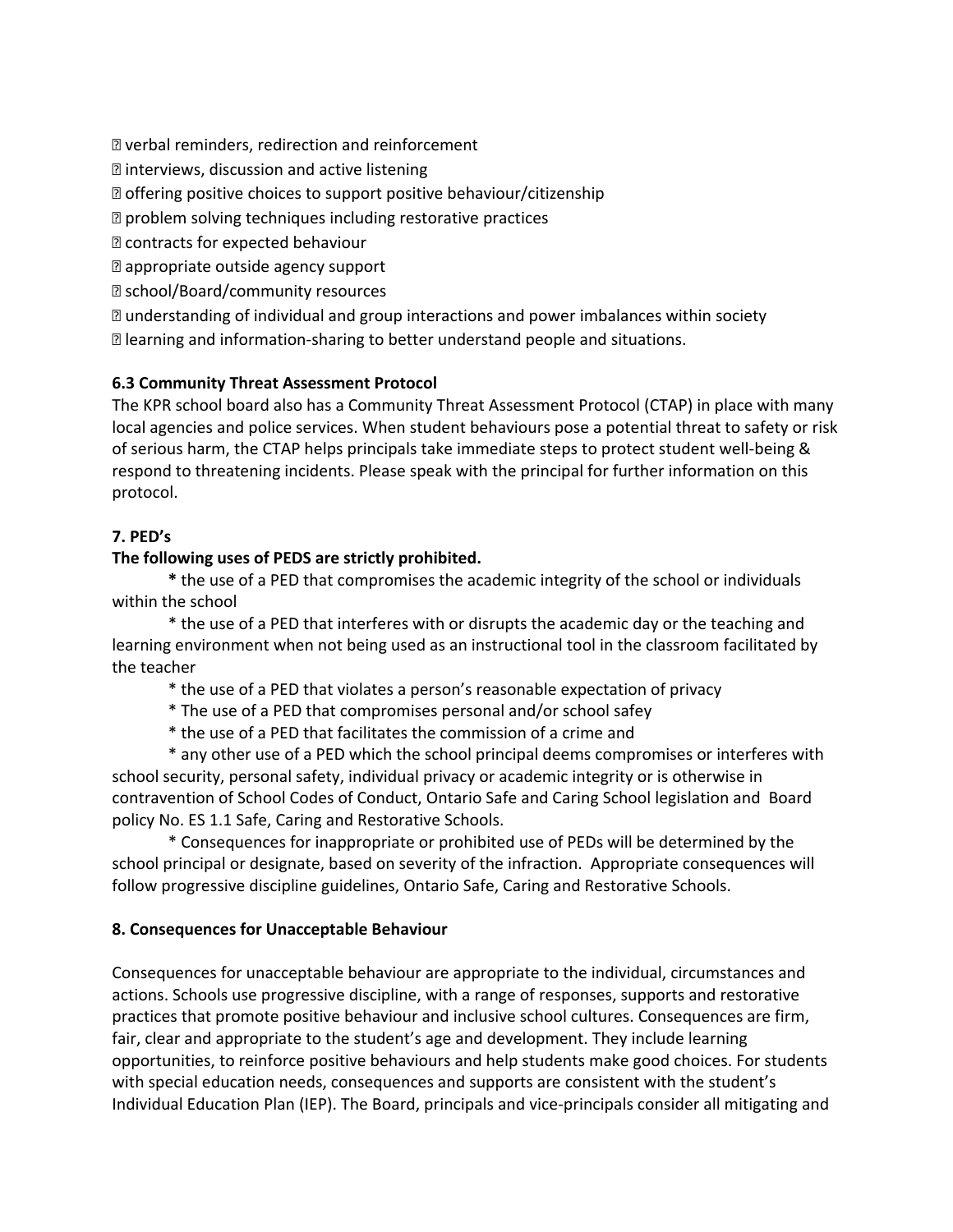- verbal reminders, redirection and reinforcement
- interviews, discussion and active listening
- offering positive choices to support positive behaviour/citizenship
- problem solving techniques including restorative practices
- contracts for expected behaviour
- appropriate outside agency support
- school/Board/community resources
- understanding of individual and group interactions and power imbalances within society
- learning and information-sharing to better understand people and situations.

**6.3 Community Threat Assessment Protocol**

The KPR school board also has a Community Threat Assessment Protocol (CTAP) in place with many local agencies and police services. When student behaviours pose a potential threat to safety or risk of serious harm, the CTAP helps principals take immediate steps to protect student well-being & respond to threatening incidents. Please speak with the principal for further information on this protocol.

**7. PED's**

**The following uses of PEDS are strictly prohibited.**

**\*** the use of a PED that compromises the academic integrity of the school or individuals within the school

\* the use of a PED that interferes with or disrupts the academic day or the teaching and learning environment when not being used as an instructional tool in the classroom facilitated by the teacher

\* the use of a PED that violates a person's reasonable expectation of privacy

\* The use of a PED that compromises personal and/or school safey

\* the use of a PED that facilitates the commission of a crime and

\* any other use of a PED which the school principal deems compromises or interferes with school security, personal safety, individual privacy or academic integrity or is otherwise in contravention of School Codes of Conduct, Ontario Safe and Caring School legislation and Board policy No. ES 1.1 Safe, Caring and Restorative Schools.

\* Consequences for inappropriate or prohibited use of PEDs will be determined by the school principal or designate, based on severity of the infraction. Appropriate consequences will follow progressive discipline guidelines, Ontario Safe, Caring and Restorative Schools.

**8. Consequences for Unacceptable Behaviour**

Consequences for unacceptable behaviour are appropriate to the individual, circumstances and actions. Schools use progressive discipline, with a range of responses, supports and restorative practices that promote positive behaviour and inclusive school cultures. Consequences are firm, fair, clear and appropriate to the student's age and development. They include learning opportunities, to reinforce positive behaviours and help students make good choices. For students with special education needs, consequences and supports are consistent with the student's Individual Education Plan (IEP). The Board, principals and vice-principals consider all mitigating and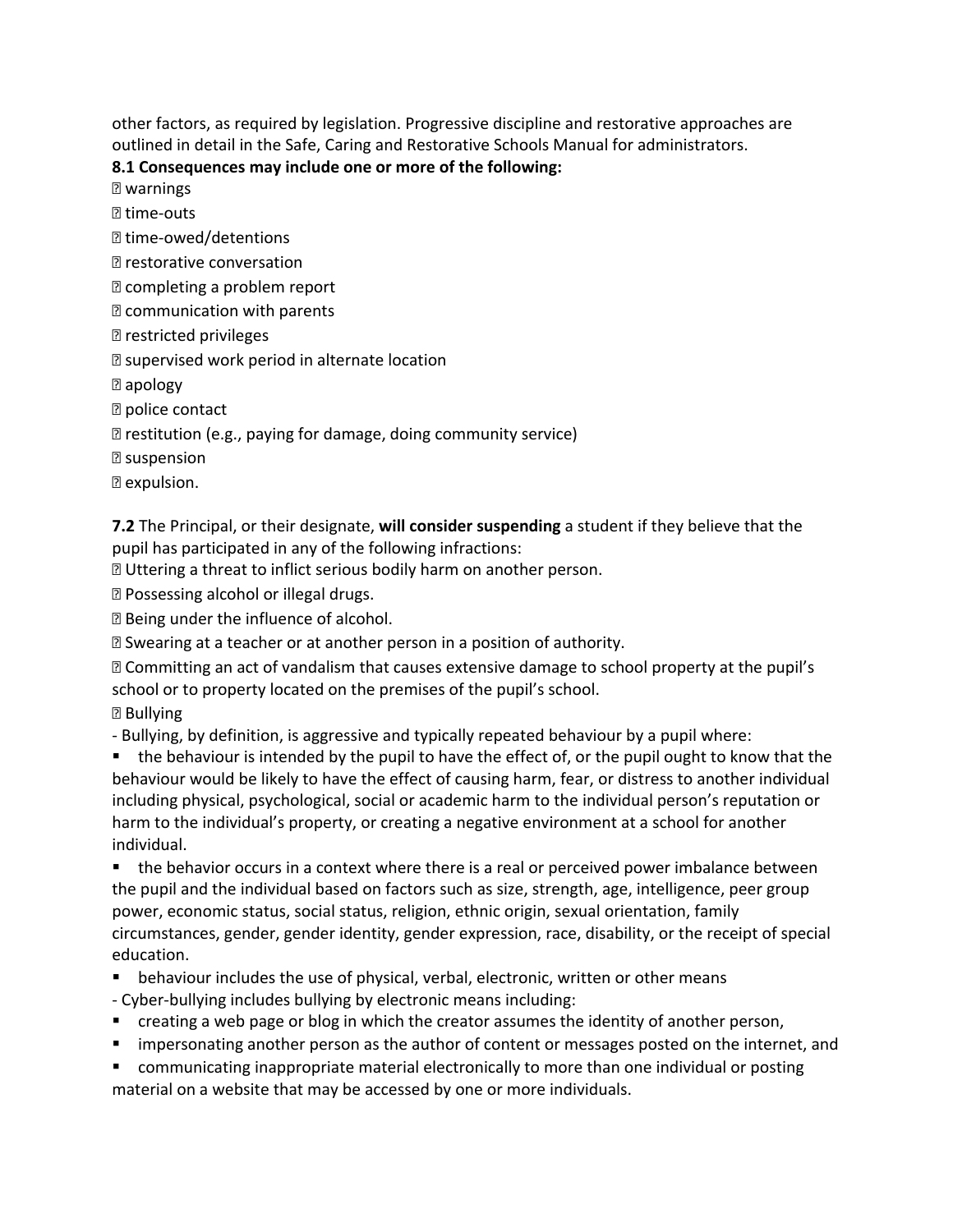other factors, as required by legislation. Progressive discipline and restorative approaches are outlined in detail in the Safe, Caring and Restorative Schools Manual for administrators.

**8.1 Consequences may include one or more of the following:**

- warnings
- time-outs
- time-owed/detentions
- restorative conversation
- completing a problem report
- communication with parents
- restricted privileges
- supervised work period in alternate location
- apology
- police contact
- restitution (e.g., paying for damage, doing community service)
- suspension
- expulsion.

**7.2** The Principal, or their designate, **will consider suspending** a student if they believe that the pupil has participated in any of the following infractions:

- Uttering a threat to inflict serious bodily harm on another person.
- Possessing alcohol or illegal drugs.
- Being under the influence of alcohol.
- Swearing at a teacher or at another person in a position of authority.
- Committing an act of vandalism that causes extensive damage to school property at the pupil's school or to property located on the premises of the pupil's school.
- Bullying

- Bullying, by definition, is aggressive and typically repeated behaviour by a pupil where:
  - the behaviour is intended by the pupil to have the effect of, or the pupil ought to know that the behaviour would be likely to have the effect of causing harm, fear, or distress to another individual including physical, psychological, social or academic harm to the individual person's reputation or harm to the individual's property, or creating a negative environment at a school for another individual.
  - the behavior occurs in a context where there is a real or perceived power imbalance between the pupil and the individual based on factors such as size, strength, age, intelligence, peer group power, economic status, social status, religion, ethnic origin, sexual orientation, family circumstances, gender, gender identity, gender expression, race, disability, or the receipt of special education.
  - behaviour includes the use of physical, verbal, electronic, written or other means
- Cyber-bullying includes bullying by electronic means including:
  - creating a web page or blog in which the creator assumes the identity of another person,
  - impersonating another person as the author of content or messages posted on the internet, and
  - communicating inappropriate material electronically to more than one individual or posting material on a website that may be accessed by one or more individuals.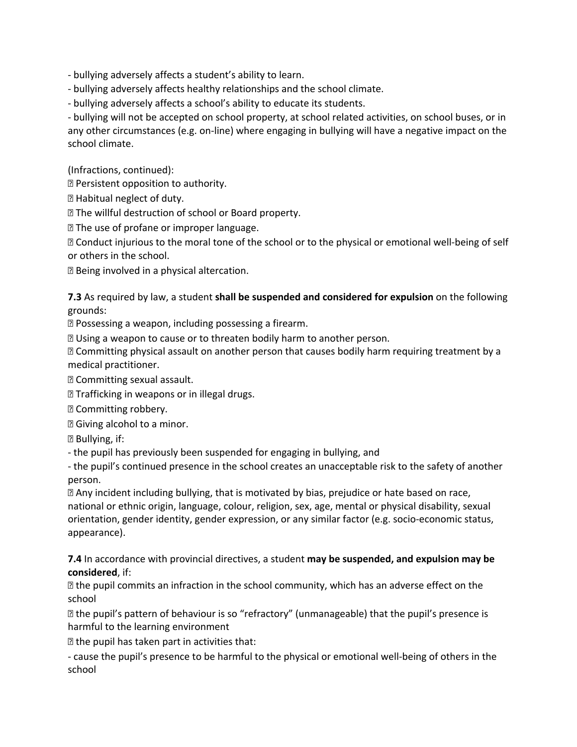- bullying adversely affects a student's ability to learn.
- bullying adversely affects healthy relationships and the school climate.
- bullying adversely affects a school's ability to educate its students.
- bullying will not be accepted on school property, at school related activities, on school buses, or in any other circumstances (e.g. on-line) where engaging in bullying will have a negative impact on the school climate.

(Infractions, continued):

- Persistent opposition to authority.
- Habitual neglect of duty.
- The willful destruction of school or Board property.
- The use of profane or improper language.
- Conduct injurious to the moral tone of the school or to the physical or emotional well-being of self or others in the school.
- Being involved in a physical altercation.

**7.3** As required by law, a student **shall be suspended and considered for expulsion** on the following grounds:

- Possessing a weapon, including possessing a firearm.
- Using a weapon to cause or to threaten bodily harm to another person.
- Committing physical assault on another person that causes bodily harm requiring treatment by a medical practitioner.
- Committing sexual assault.
- Trafficking in weapons or in illegal drugs.
- Committing robbery.
- Giving alcohol to a minor.
- Bullying, if:
  - the pupil has previously been suspended for engaging in bullying, and
  - the pupil's continued presence in the school creates an unacceptable risk to the safety of another person.
- Any incident including bullying, that is motivated by bias, prejudice or hate based on race, national or ethnic origin, language, colour, religion, sex, age, mental or physical disability, sexual orientation, gender identity, gender expression, or any similar factor (e.g. socio-economic status, appearance).

**7.4** In accordance with provincial directives, a student **may be suspended, and expulsion may be considered**, if:

- the pupil commits an infraction in the school community, which has an adverse effect on the school
- the pupil's pattern of behaviour is so "refractory" (unmanageable) that the pupil's presence is harmful to the learning environment
- the pupil has taken part in activities that:
  - cause the pupil's presence to be harmful to the physical or emotional well-being of others in the school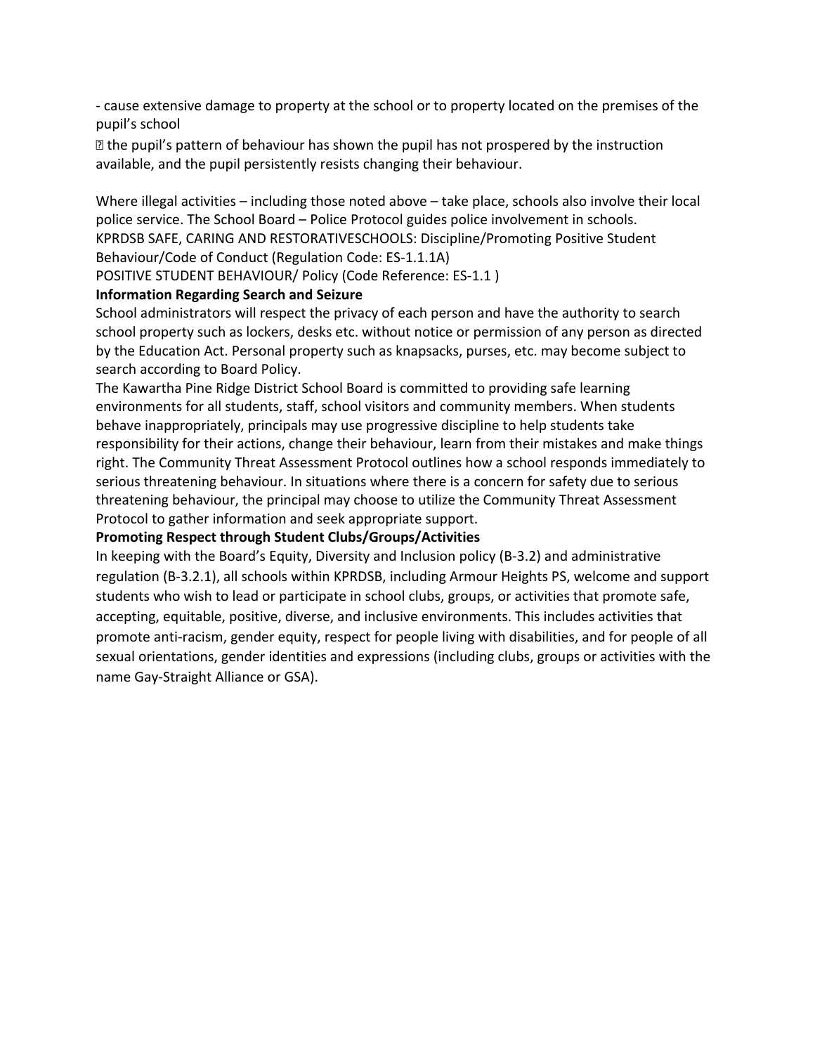- cause extensive damage to property at the school or to property located on the premises of the pupil's school

 the pupil's pattern of behaviour has shown the pupil has not prospered by the instruction available, and the pupil persistently resists changing their behaviour.

Where illegal activities – including those noted above – take place, schools also involve their local police service. The School Board – Police Protocol guides police involvement in schools.
KPRDSB SAFE, CARING AND RESTORATIVESCHOOLS: Discipline/Promoting Positive Student Behaviour/Code of Conduct (Regulation Code: ES-1.1.1A)
POSITIVE STUDENT BEHAVIOUR/ Policy (Code Reference: ES-1.1 )

**Information Regarding Search and Seizure**

School administrators will respect the privacy of each person and have the authority to search school property such as lockers, desks etc. without notice or permission of any person as directed by the Education Act. Personal property such as knapsacks, purses, etc. may become subject to search according to Board Policy.

The Kawartha Pine Ridge District School Board is committed to providing safe learning environments for all students, staff, school visitors and community members. When students behave inappropriately, principals may use progressive discipline to help students take responsibility for their actions, change their behaviour, learn from their mistakes and make things right. The Community Threat Assessment Protocol outlines how a school responds immediately to serious threatening behaviour. In situations where there is a concern for safety due to serious threatening behaviour, the principal may choose to utilize the Community Threat Assessment Protocol to gather information and seek appropriate support.

**Promoting Respect through Student Clubs/Groups/Activities**

In keeping with the Board's Equity, Diversity and Inclusion policy (B-3.2) and administrative regulation (B-3.2.1), all schools within KPRDSB, including Armour Heights PS, welcome and support students who wish to lead or participate in school clubs, groups, or activities that promote safe, accepting, equitable, positive, diverse, and inclusive environments. This includes activities that promote anti-racism, gender equity, respect for people living with disabilities, and for people of all sexual orientations, gender identities and expressions (including clubs, groups or activities with the name Gay-Straight Alliance or GSA).